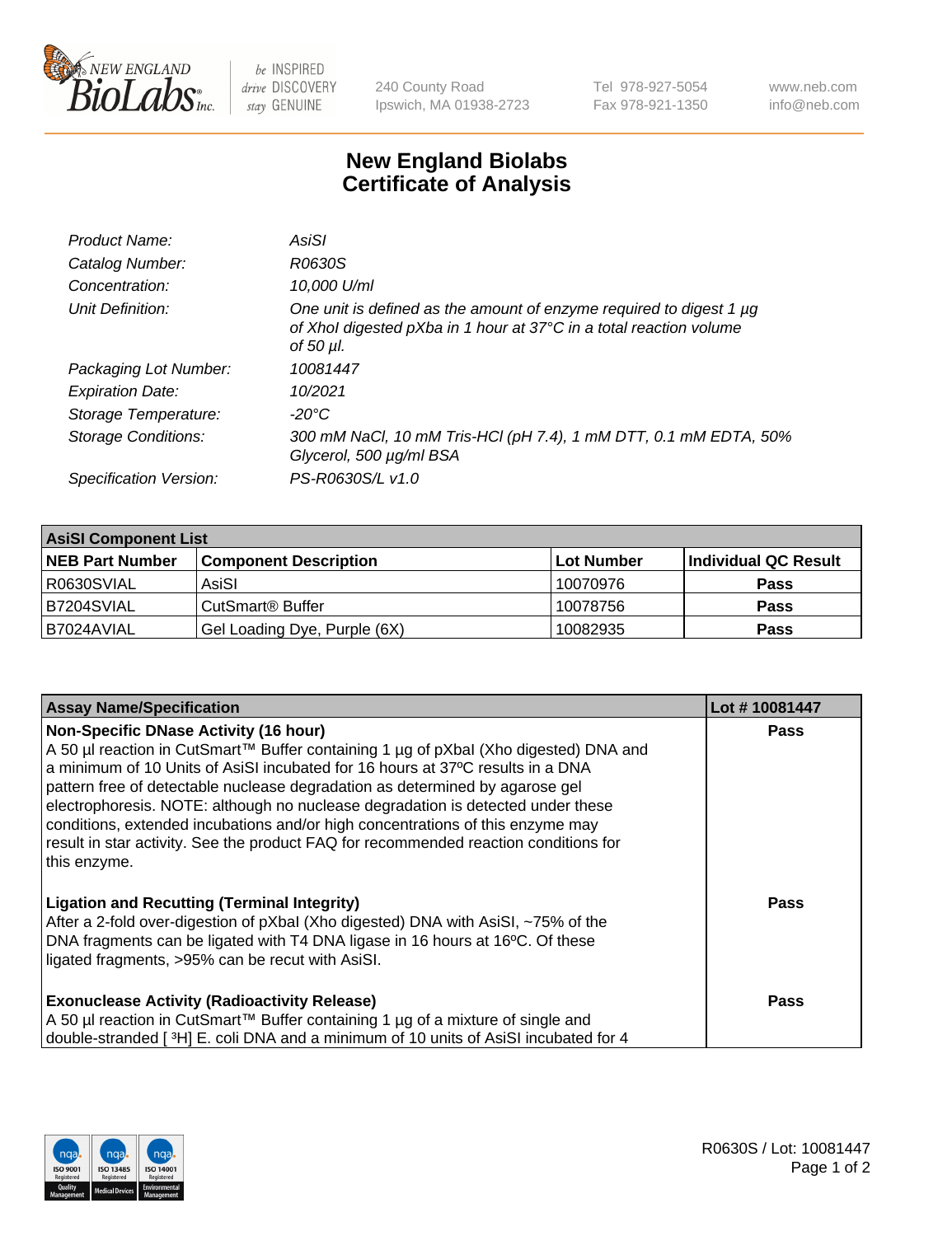New England BioLabs Inc. — be INSPIRED drive DISCOVERY stay GENUINE

240 County Road
Ipswich, MA 01938-2723

Tel 978-927-5054
Fax 978-921-1350

www.neb.com
info@neb.com

# New England Biolabs
# Certificate of Analysis

| | |
|---|---|
| *Product Name:* | *AsiSI* |
| *Catalog Number:* | *R0630S* |
| *Concentration:* | *10,000 U/ml* |
| *Unit Definition:* | *One unit is defined as the amount of enzyme required to digest 1 µg of XhoI digested pXba in 1 hour at 37°C in a total reaction volume of 50 µl.* |
| *Packaging Lot Number:* | *10081447* |
| *Expiration Date:* | *10/2021* |
| *Storage Temperature:* | *-20°C* |
| *Storage Conditions:* | *300 mM NaCl, 10 mM Tris-HCl (pH 7.4), 1 mM DTT, 0.1 mM EDTA, 50% Glycerol, 500 µg/ml BSA* |
| *Specification Version:* | *PS-R0630S/L v1.0* |

| **AsiSI Component List** | | | |
|---|---|---|---|
| **NEB Part Number** | **Component Description** | **Lot Number** | **Individual QC Result** |
| R0630SVIAL | AsiSI | 10070976 | **Pass** |
| B7204SVIAL | CutSmart® Buffer | 10078756 | **Pass** |
| B7024AVIAL | Gel Loading Dye, Purple (6X) | 10082935 | **Pass** |

| **Assay Name/Specification** | **Lot # 10081447** |
|---|---|
| **Non-Specific DNase Activity (16 hour)**<br>A 50 µl reaction in CutSmart™ Buffer containing 1 µg of pXbaI (Xho digested) DNA and a minimum of 10 Units of AsiSI incubated for 16 hours at 37ºC results in a DNA pattern free of detectable nuclease degradation as determined by agarose gel electrophoresis. NOTE: although no nuclease degradation is detected under these conditions, extended incubations and/or high concentrations of this enzyme may result in star activity. See the product FAQ for recommended reaction conditions for this enzyme. | **Pass** |
| **Ligation and Recutting (Terminal Integrity)**<br>After a 2-fold over-digestion of pXbaI (Xho digested) DNA with AsiSI, ~75% of the DNA fragments can be ligated with T4 DNA ligase in 16 hours at 16ºC. Of these ligated fragments, >95% can be recut with AsiSI. | **Pass** |
| **Exonuclease Activity (Radioactivity Release)**<br>A 50 µl reaction in CutSmart™ Buffer containing 1 µg of a mixture of single and double-stranded [ $^3$H] E. coli DNA and a minimum of 10 units of AsiSI incubated for 4 | **Pass** |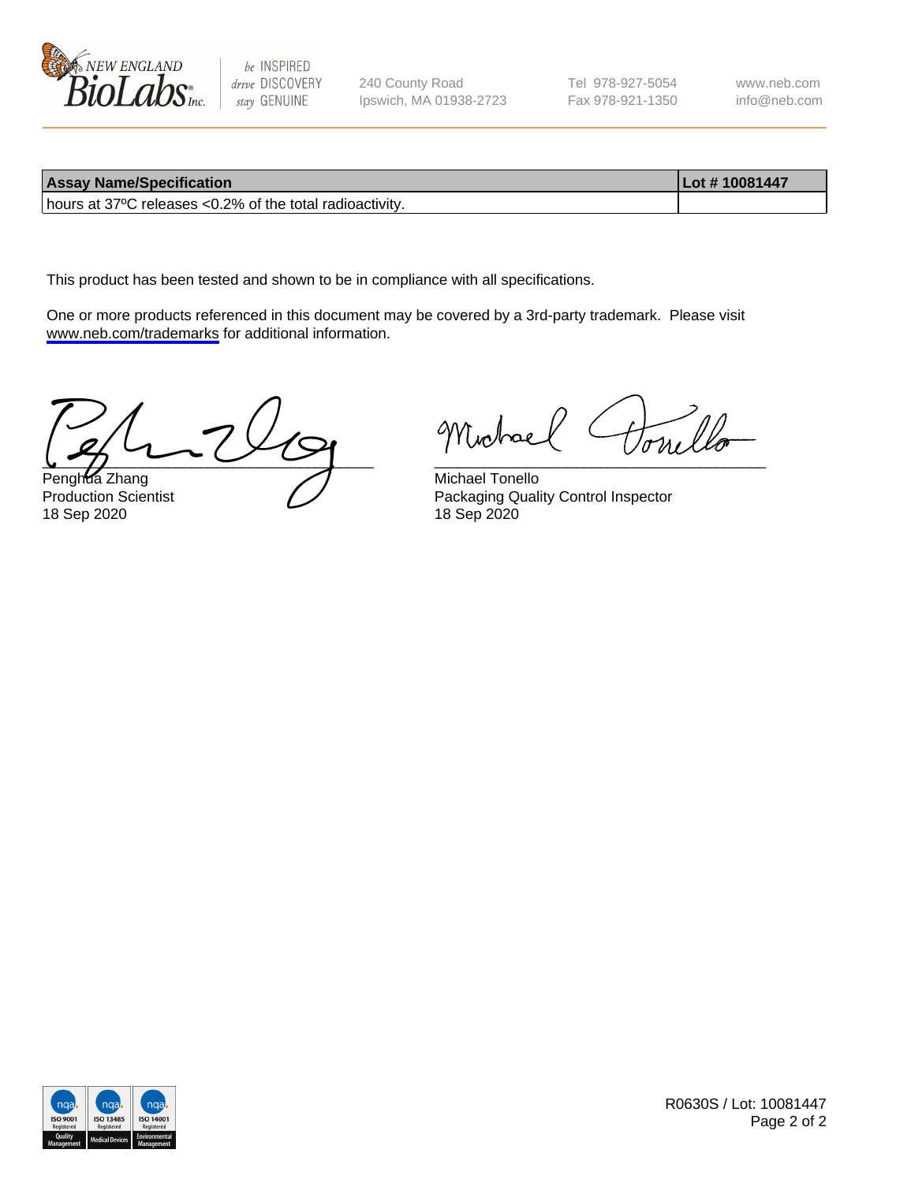| Assay Name/Specification | Lot # 10081447 |
| --- | --- |
| hours at 37ºC releases <0.2% of the total radioactivity. | |

This product has been tested and shown to be in compliance with all specifications.

One or more products referenced in this document may be covered by a 3rd-party trademark. Please visit www.neb.com/trademarks for additional information.

Penghua Zhang
Production Scientist
18 Sep 2020

Michael Tonello
Packaging Quality Control Inspector
18 Sep 2020

R0630S / Lot: 10081447